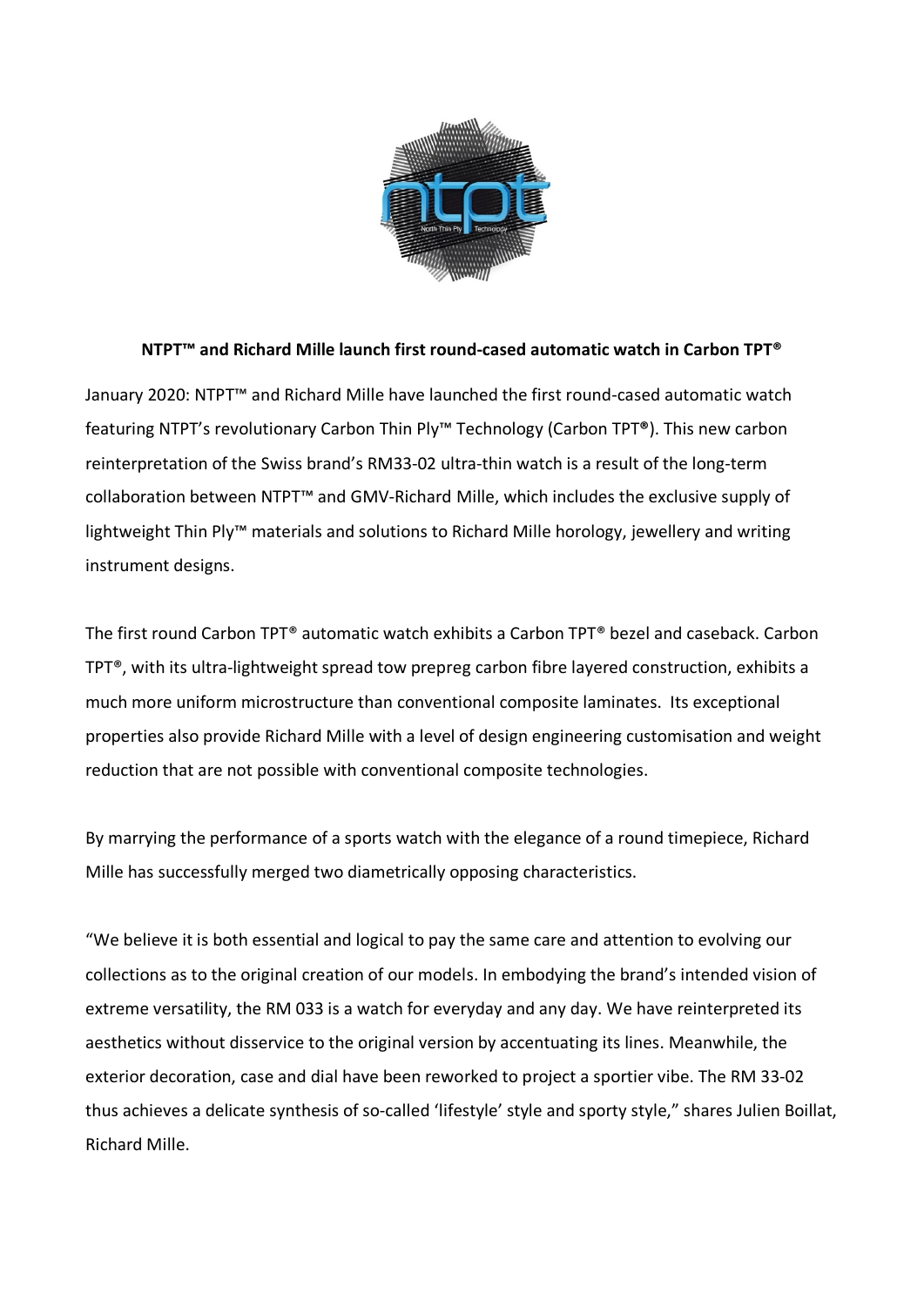**NTPT™ and Richard Mille launch first round-cased automatic watch in Carbon TPT®**

January 2020: NTPT™ and Richard Mille have launched the first round-cased automatic watch featuring NTPT's revolutionary Carbon Thin Ply™ Technology (Carbon TPT®). This new carbon reinterpretation of the Swiss brand's RM33-02 ultra-thin watch is a result of the long-term collaboration between NTPT™ and GMV-Richard Mille, which includes the exclusive supply of lightweight Thin Ply™ materials and solutions to Richard Mille horology, jewellery and writing instrument designs.

The first round Carbon TPT® automatic watch exhibits a Carbon TPT® bezel and caseback. Carbon TPT®, with its ultra-lightweight spread tow prepreg carbon fibre layered construction, exhibits a much more uniform microstructure than conventional composite laminates. Its exceptional properties also provide Richard Mille with a level of design engineering customisation and weight reduction that are not possible with conventional composite technologies.

By marrying the performance of a sports watch with the elegance of a round timepiece, Richard Mille has successfully merged two diametrically opposing characteristics.

"We believe it is both essential and logical to pay the same care and attention to evolving our collections as to the original creation of our models. In embodying the brand's intended vision of extreme versatility, the RM 033 is a watch for everyday and any day. We have reinterpreted its aesthetics without disservice to the original version by accentuating its lines. Meanwhile, the exterior decoration, case and dial have been reworked to project a sportier vibe. The RM 33-02 thus achieves a delicate synthesis of so-called 'lifestyle' style and sporty style," shares Julien Boillat, Richard Mille.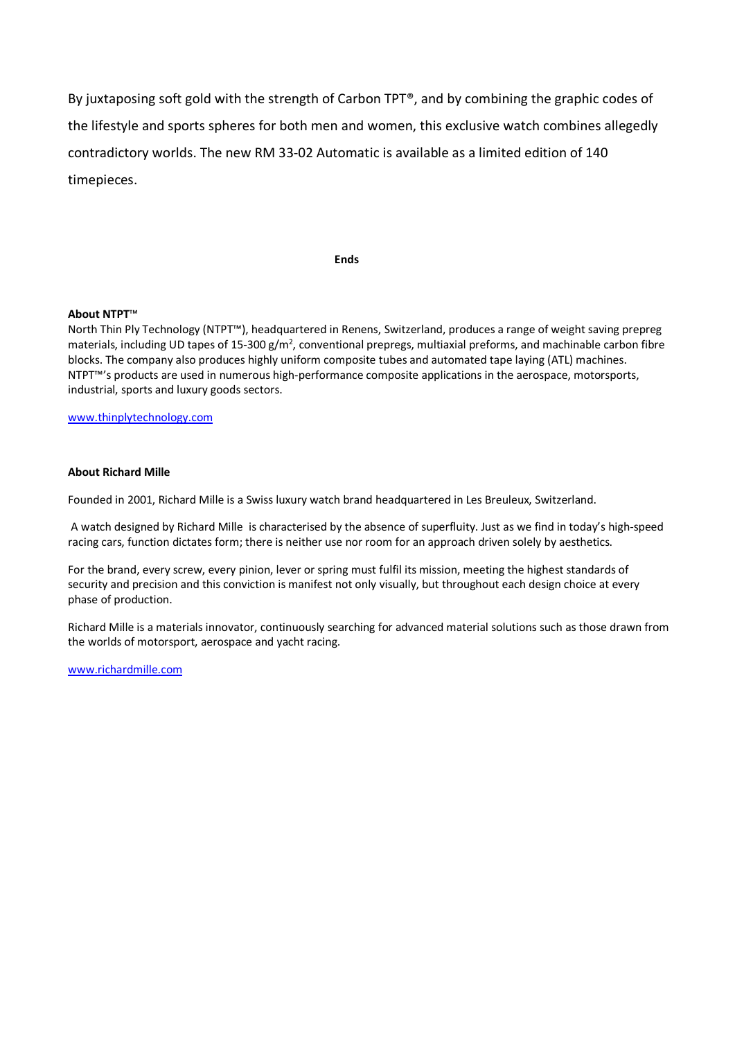By juxtaposing soft gold with the strength of Carbon TPT®, and by combining the graphic codes of the lifestyle and sports spheres for both men and women, this exclusive watch combines allegedly contradictory worlds. The new RM 33-02 Automatic is available as a limited edition of 140 timepieces.

**Ends**

**About NTPT™**

North Thin Ply Technology (NTPT™), headquartered in Renens, Switzerland, produces a range of weight saving prepreg materials, including UD tapes of 15-300 g/m², conventional prepregs, multiaxial preforms, and machinable carbon fibre blocks. The company also produces highly uniform composite tubes and automated tape laying (ATL) machines. NTPT™'s products are used in numerous high-performance composite applications in the aerospace, motorsports, industrial, sports and luxury goods sectors.

www.thinplytechnology.com

**About Richard Mille**

Founded in 2001, Richard Mille is a Swiss luxury watch brand headquartered in Les Breuleux, Switzerland.

A watch designed by Richard Mille is characterised by the absence of superfluity. Just as we find in today's high-speed racing cars, function dictates form; there is neither use nor room for an approach driven solely by aesthetics.

For the brand, every screw, every pinion, lever or spring must fulfil its mission, meeting the highest standards of security and precision and this conviction is manifest not only visually, but throughout each design choice at every phase of production.

Richard Mille is a materials innovator, continuously searching for advanced material solutions such as those drawn from the worlds of motorsport, aerospace and yacht racing.

www.richardmille.com